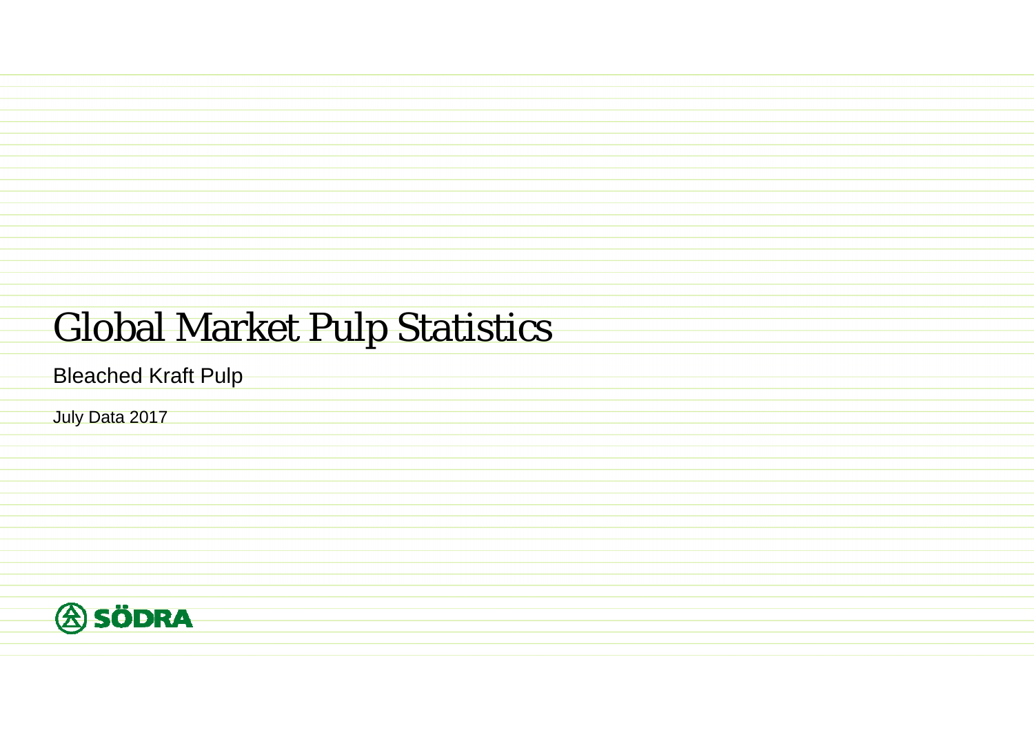# Global Market Pulp Statistics

## Bleached Kraft Pulp

July Data 2017

SÖDRA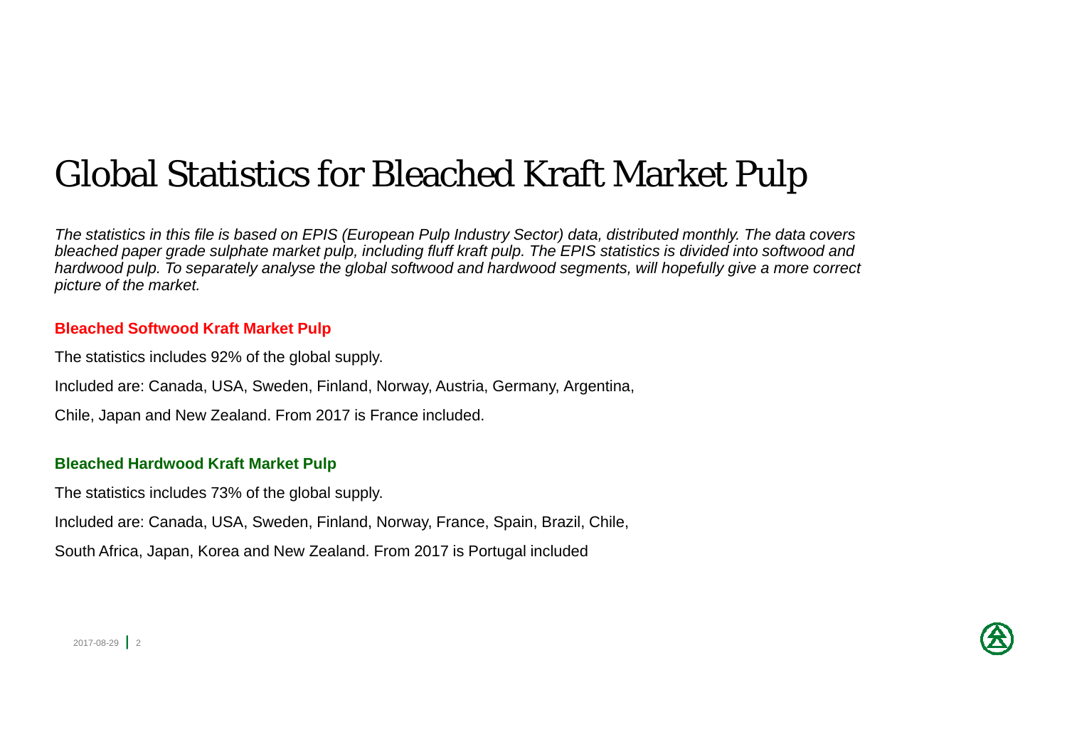# Global Statistics for Bleached Kraft Market Pulp

*The statistics in this file is based on EPIS (European Pulp Industry Sector) data, distributed monthly. The data covers bleached paper grade sulphate market pulp, including fluff kraft pulp. The EPIS statistics is divided into softwood and hardwood pulp. To separately analyse the global softwood and hardwood segments, will hopefully give a more correct picture of the market.*

**Bleached Softwood Kraft Market Pulp**

The statistics includes 92% of the global supply.

Included are: Canada, USA, Sweden, Finland, Norway, Austria, Germany, Argentina,

Chile, Japan and New Zealand. From 2017 is France included.

**Bleached Hardwood Kraft Market Pulp**

The statistics includes 73% of the global supply.

Included are: Canada, USA, Sweden, Finland, Norway, France, Spain, Brazil, Chile,

South Africa, Japan, Korea and New Zealand. From 2017 is Portugal included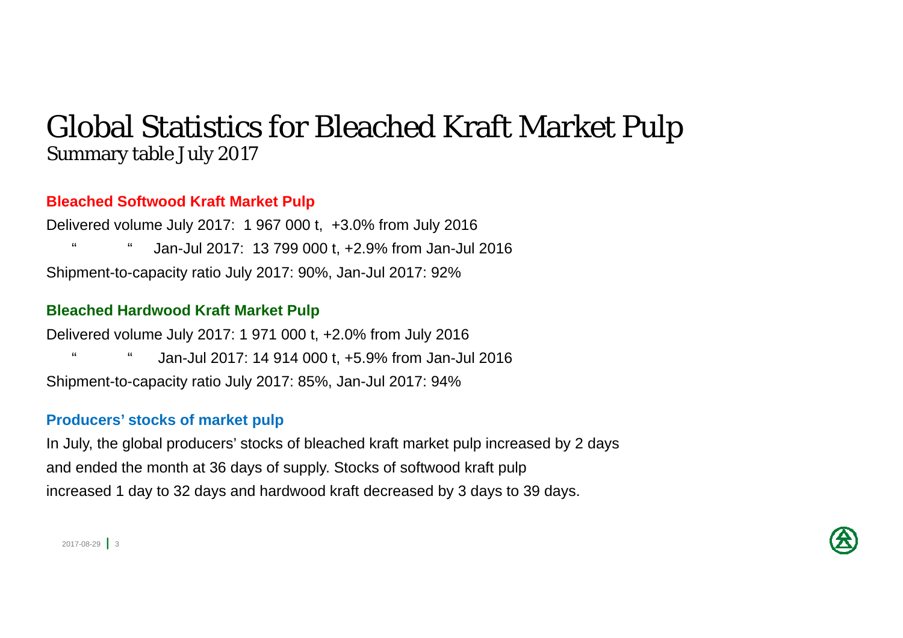# Global Statistics for Bleached Kraft Market Pulp

## Summary table July 2017

### Bleached Softwood Kraft Market Pulp

Delivered volume July 2017: 1 967 000 t, +3.0% from July 2016

" " Jan-Jul 2017: 13 799 000 t, +2.9% from Jan-Jul 2016

Shipment-to-capacity ratio July 2017: 90%, Jan-Jul 2017: 92%

### Bleached Hardwood Kraft Market Pulp

Delivered volume July 2017: 1 971 000 t, +2.0% from July 2016

" " Jan-Jul 2017: 14 914 000 t, +5.9% from Jan-Jul 2016

Shipment-to-capacity ratio July 2017: 85%, Jan-Jul 2017: 94%

### Producers' stocks of market pulp

In July, the global producers' stocks of bleached kraft market pulp increased by 2 days and ended the month at 36 days of supply. Stocks of softwood kraft pulp increased 1 day to 32 days and hardwood kraft decreased by 3 days to 39 days.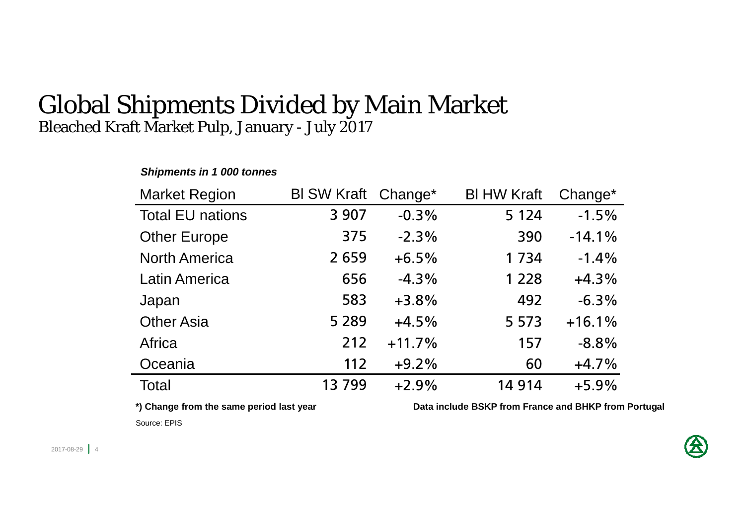# Global Shipments Divided by Main Market

## Bleached Kraft Market Pulp, January - July 2017

***Shipments in 1 000 tonnes***

| Market Region | Bl SW Kraft | Change* | Bl HW Kraft | Change* |
|---|---|---|---|---|
| Total EU nations | 3 907 | -0.3% | 5 124 | -1.5% |
| Other Europe | 375 | -2.3% | 390 | -14.1% |
| North America | 2 659 | +6.5% | 1 734 | -1.4% |
| Latin America | 656 | -4.3% | 1 228 | +4.3% |
| Japan | 583 | +3.8% | 492 | -6.3% |
| Other Asia | 5 289 | +4.5% | 5 573 | +16.1% |
| Africa | 212 | +11.7% | 157 | -8.8% |
| Oceania | 112 | +9.2% | 60 | +4.7% |
| Total | 13 799 | +2.9% | 14 914 | +5.9% |

**\*) Change from the same period last year**

**Data include BSKP from France and BHKP from Portugal**

Source: EPIS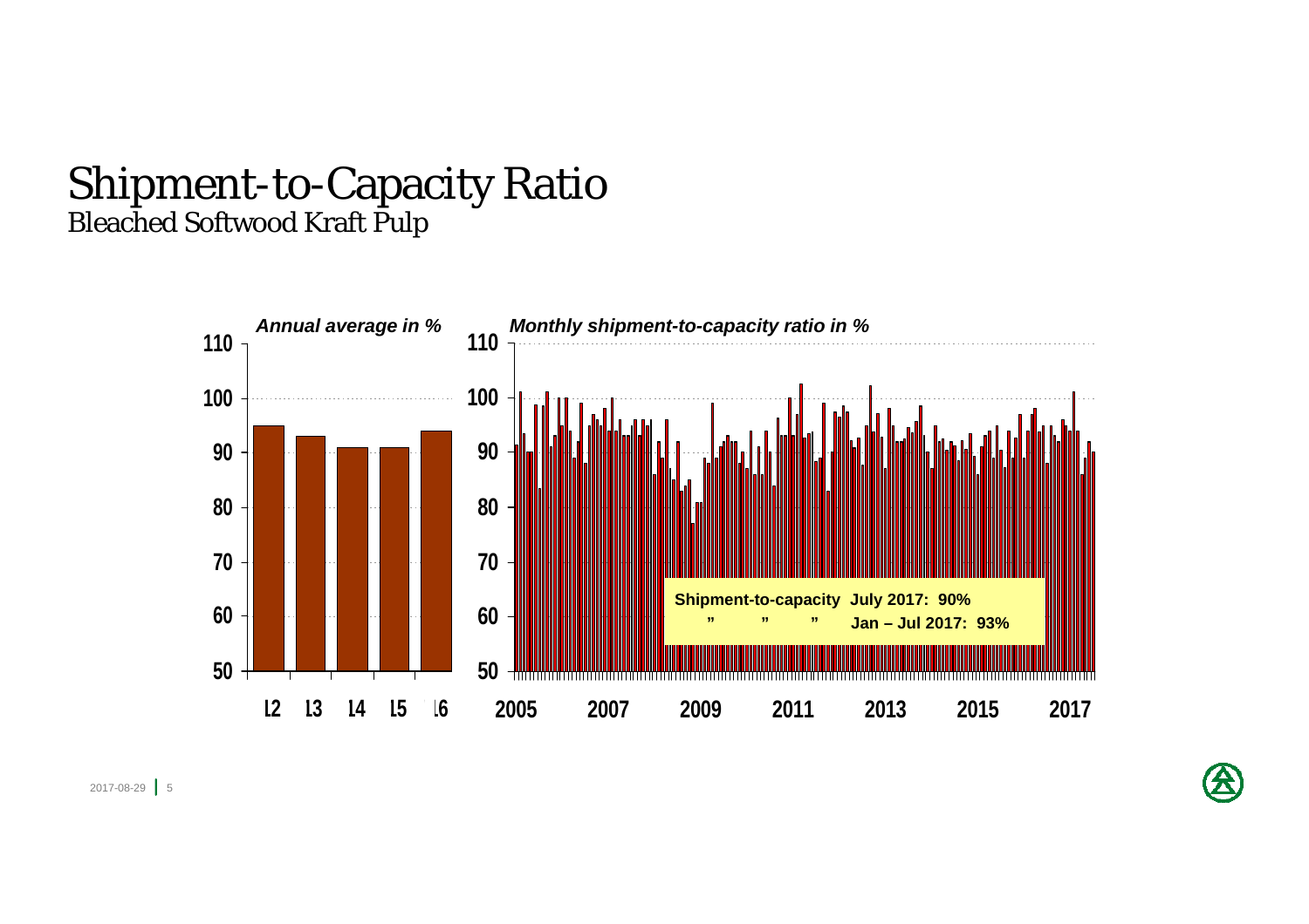# Shipment-to-Capacity Ratio
## Bleached Softwood Kraft Pulp

*Annual average in %*

*Monthly shipment-to-capacity ratio in %*

**Shipment-to-capacity July 2017: 90%**

**" " " Jan – Jul 2017: 93%**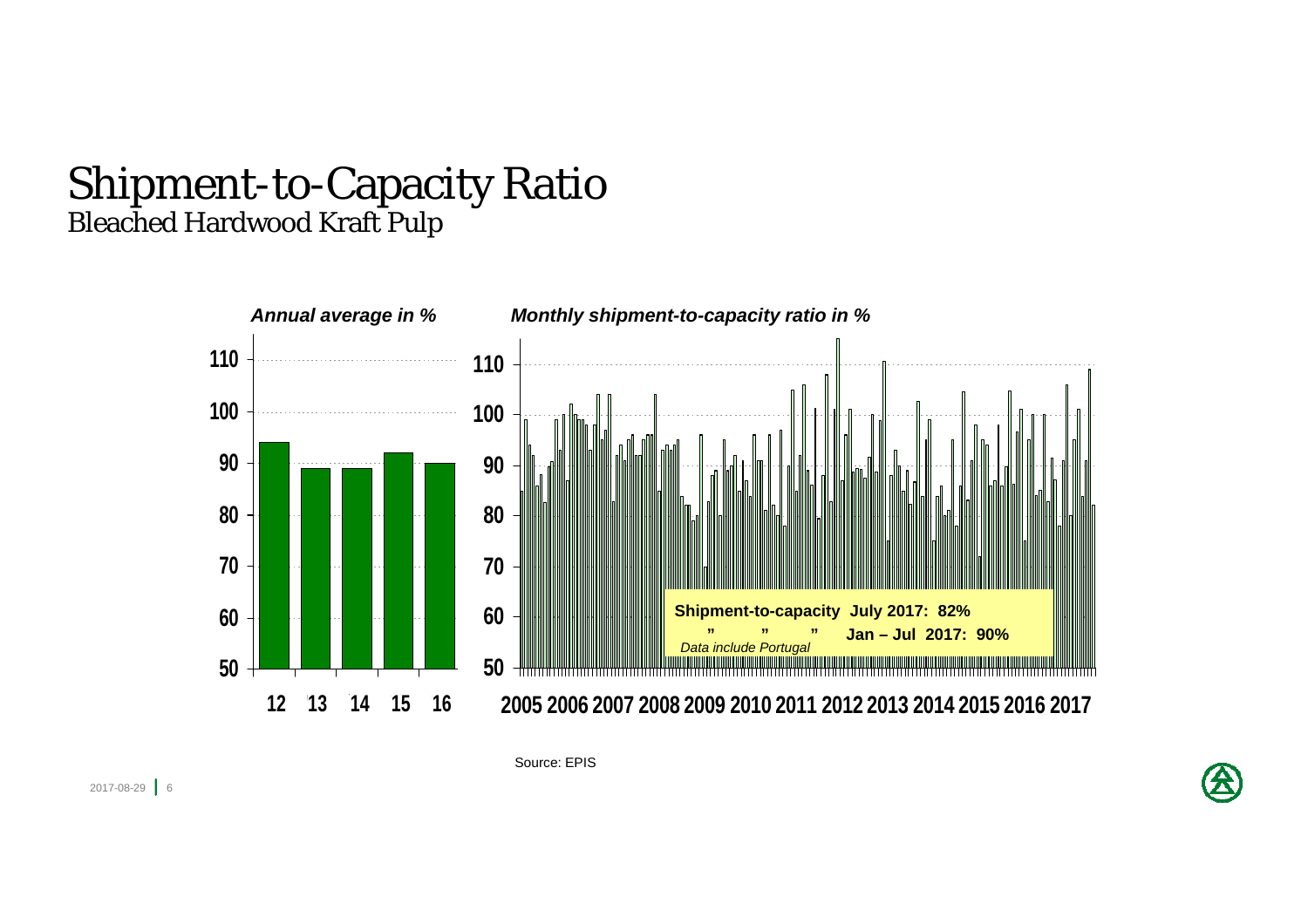# Shipment-to-Capacity Ratio

## Bleached Hardwood Kraft Pulp

*Annual average in %*

| Year | % |
|---|---|
| 12 | 94 |
| 13 | 89 |
| 14 | 89 |
| 15 | 92 |
| 16 | 90 |

*Monthly shipment-to-capacity ratio in %*

2005 2006 2007 2008 2009 2010 2011 2012 2013 2014 2015 2016 2017

**Shipment-to-capacity July 2017: 82%**

**" " " Jan – Jul 2017: 90%**

*Data include Portugal*

Source: EPIS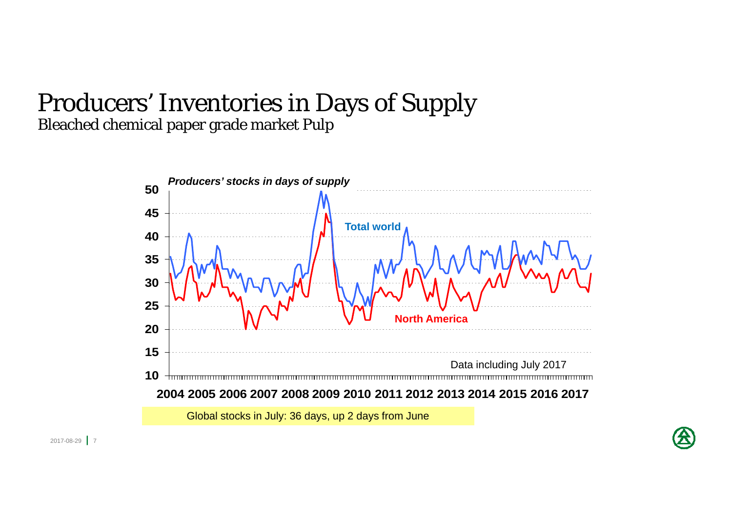# Producers' Inventories in Days of Supply

## Bleached chemical paper grade market Pulp

*Producers' stocks in days of supply*

Total world

North America

Data including July 2017

Global stocks in July: 36 days, up 2 days from June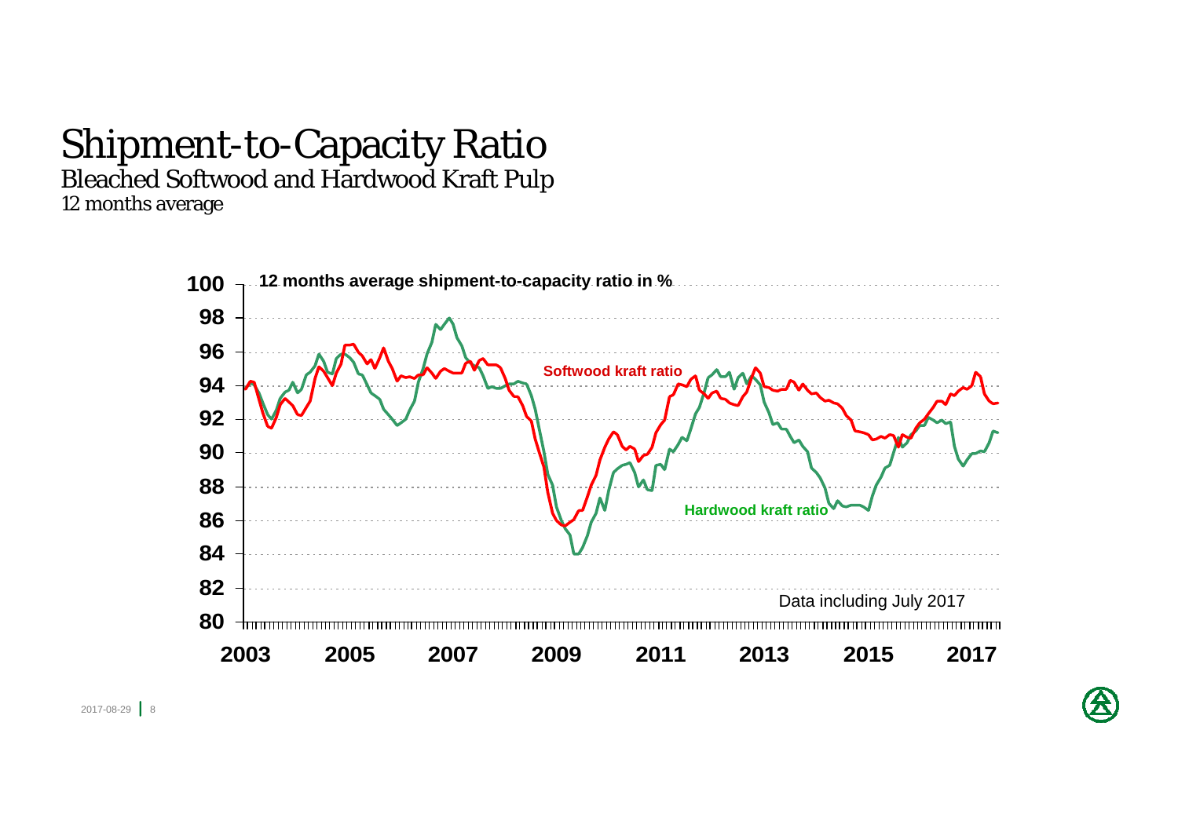# Shipment-to-Capacity Ratio

## Bleached Softwood and Hardwood Kraft Pulp

*12 months average*

**12 months average shipment-to-capacity ratio in %**

**Softwood kraft ratio**

**Hardwood kraft ratio**

Data including July 2017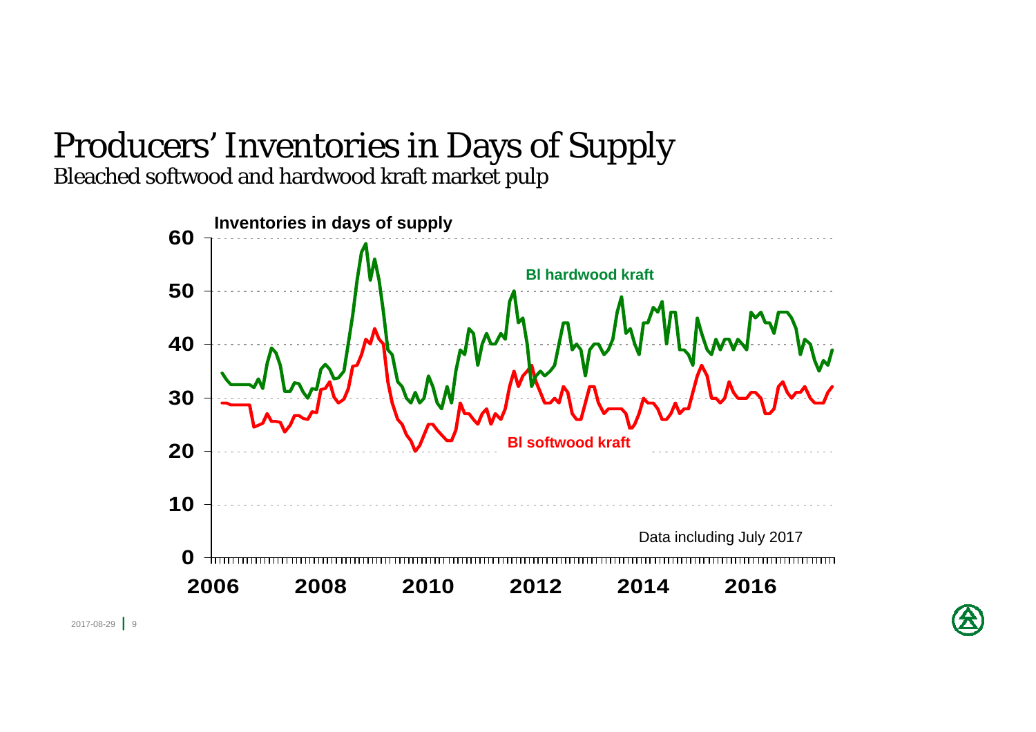# Producers' Inventories in Days of Supply

Bleached softwood and hardwood kraft market pulp

**Inventories in days of supply**

**Bl hardwood kraft**

**Bl softwood kraft**

Data including July 2017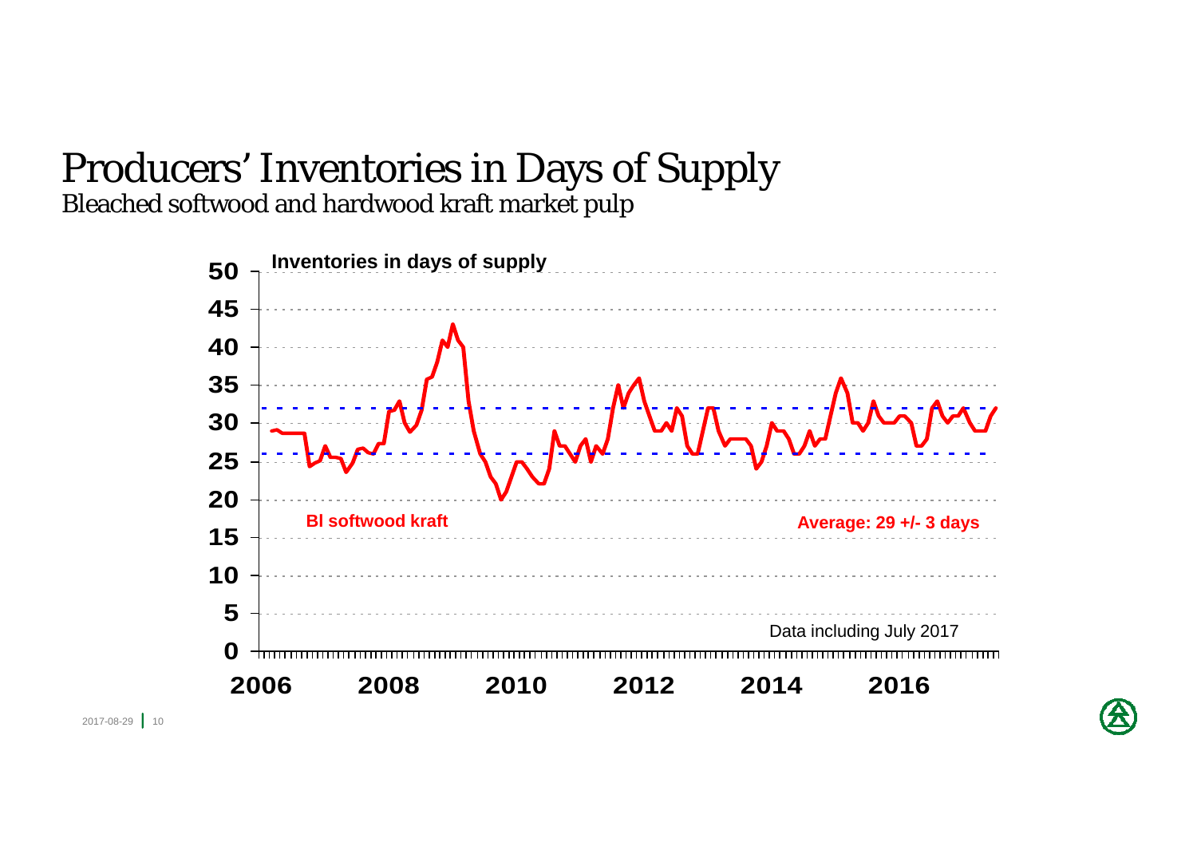# Producers' Inventories in Days of Supply

Bleached softwood and hardwood kraft market pulp

Inventories in days of supply

Bl softwood kraft

Average: 29 +/- 3 days

Data including July 2017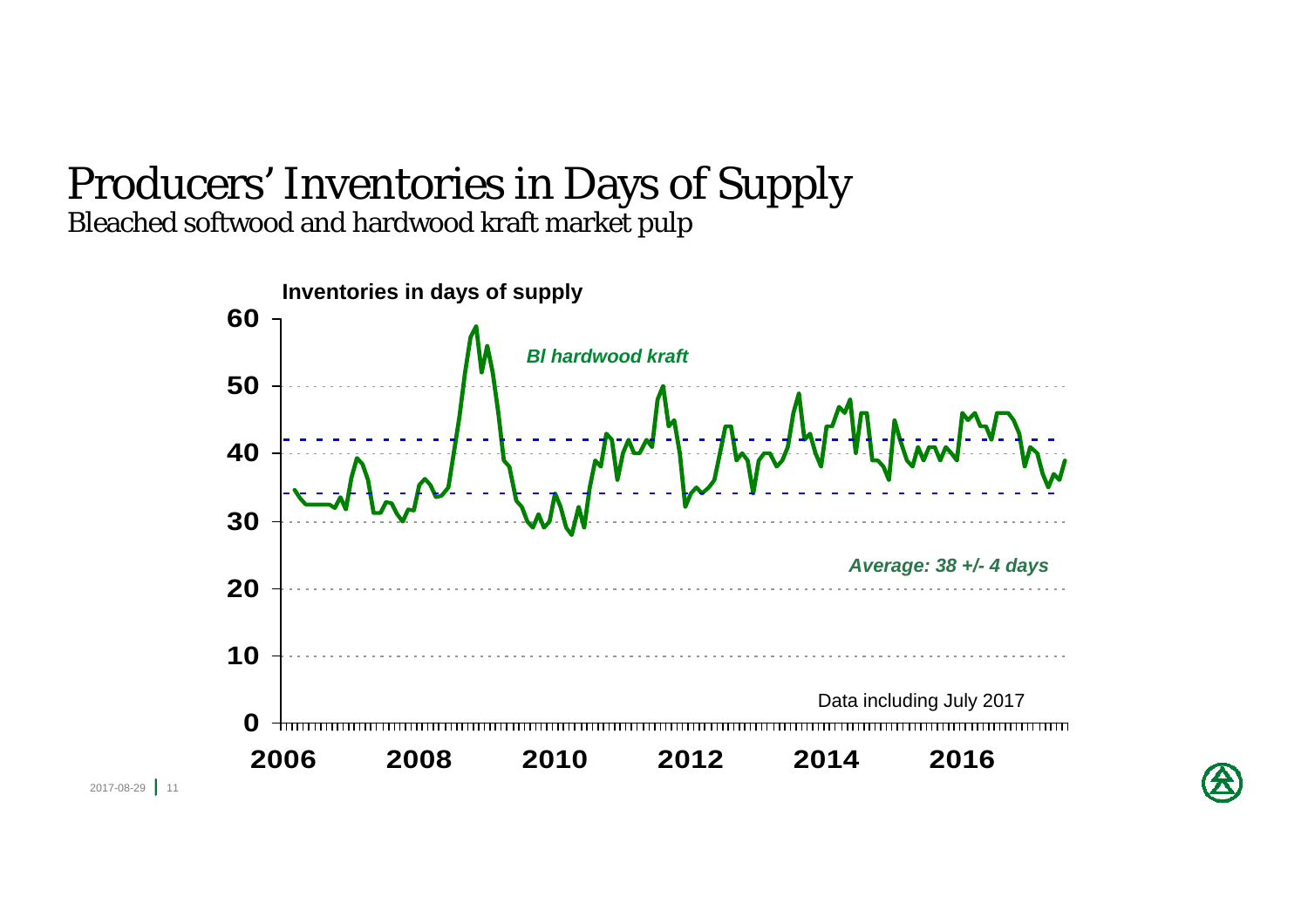# Producers' Inventories in Days of Supply

## Bleached softwood and hardwood kraft market pulp

Inventories in days of supply

*Bl hardwood kraft*

*Average: 38 +/- 4 days*

Data including July 2017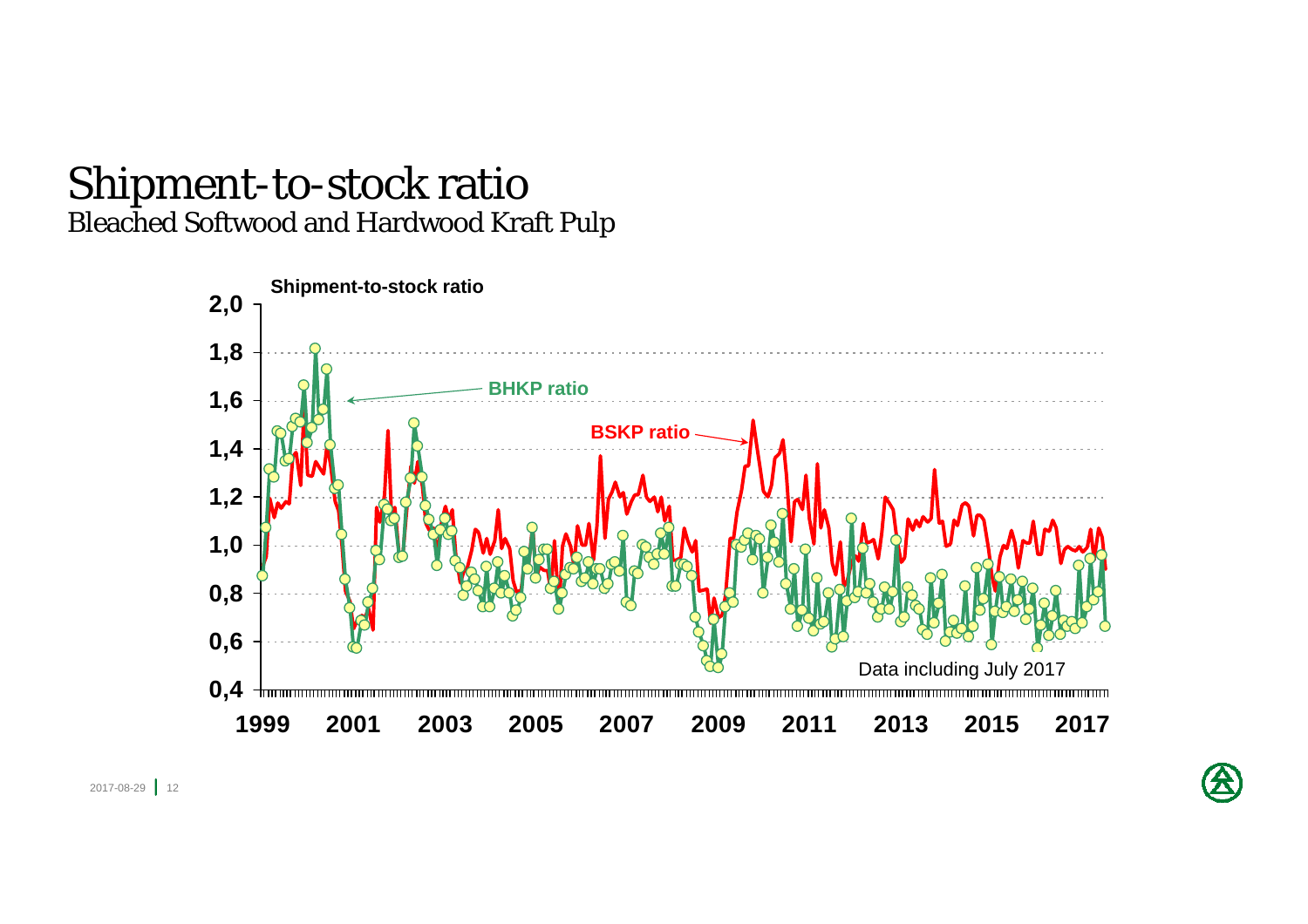# Shipment-to-stock ratio

## Bleached Softwood and Hardwood Kraft Pulp

Shipment-to-stock ratio

BHKP ratio

BSKP ratio

Data including July 2017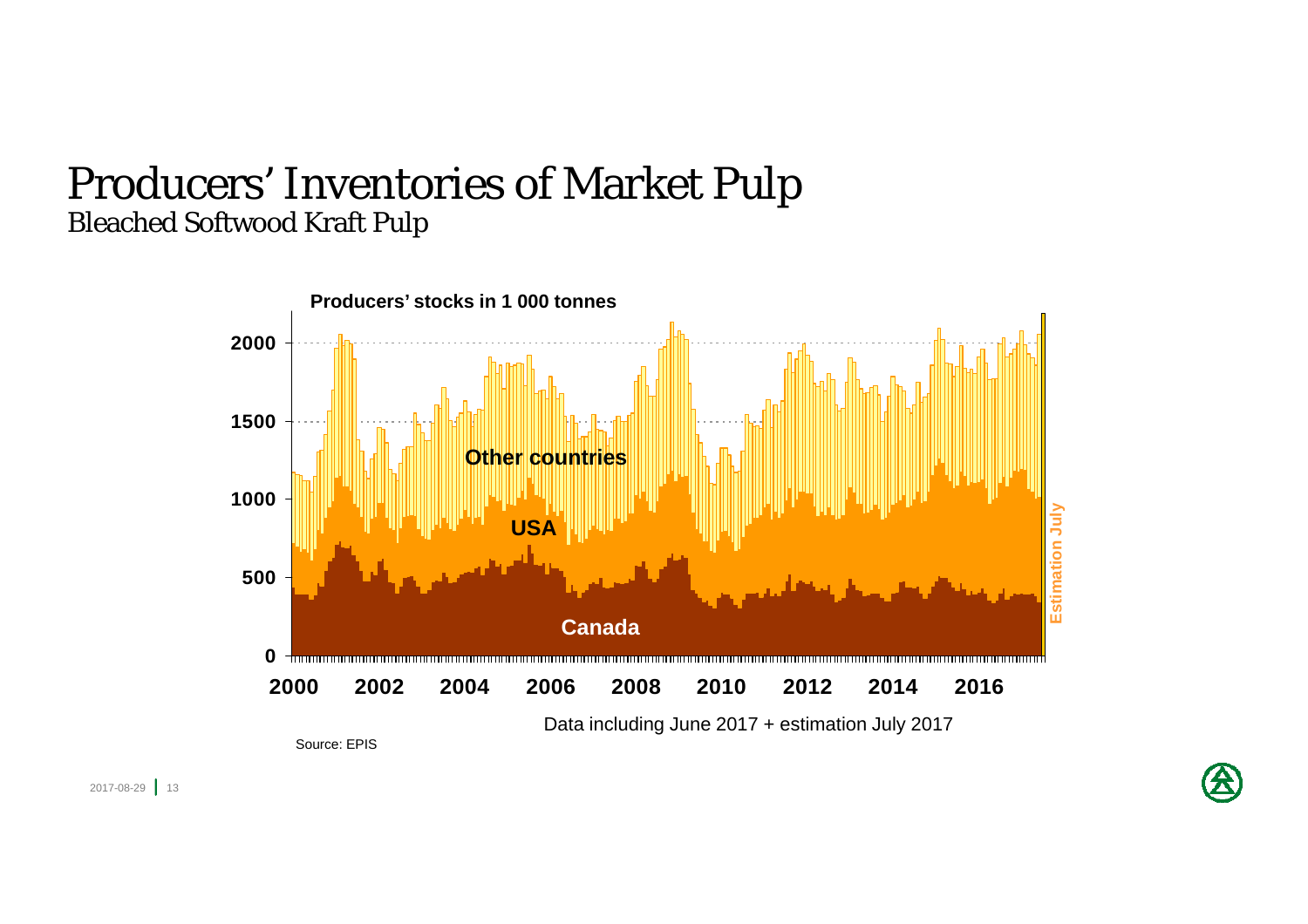# Producers' Inventories of Market Pulp

## Bleached Softwood Kraft Pulp

Producers' stocks in 1 000 tonnes

Other countries

USA

Canada

Estimation July

Data including June 2017 + estimation July 2017

Source: EPIS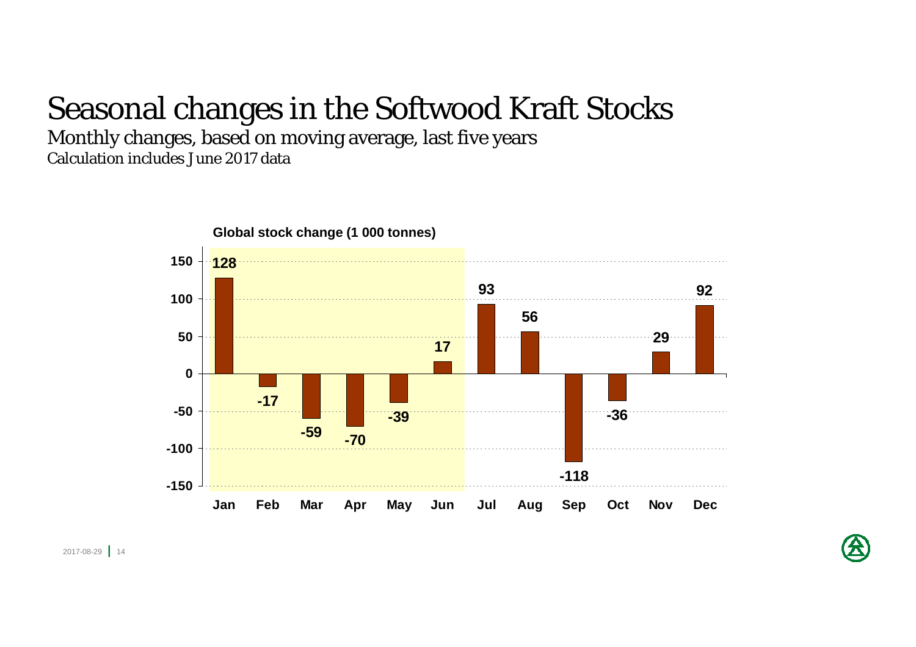# Seasonal changes in the Softwood Kraft Stocks

Monthly changes, based on moving average, last five years

Calculation includes June 2017 data

**Global stock change (1 000 tonnes)**

| Month | Stock change |
| --- | --- |
| Jan | 128 |
| Feb | -17 |
| Mar | -59 |
| Apr | -70 |
| May | -39 |
| Jun | 17 |
| Jul | 93 |
| Aug | 56 |
| Sep | -118 |
| Oct | -36 |
| Nov | 29 |
| Dec | 92 |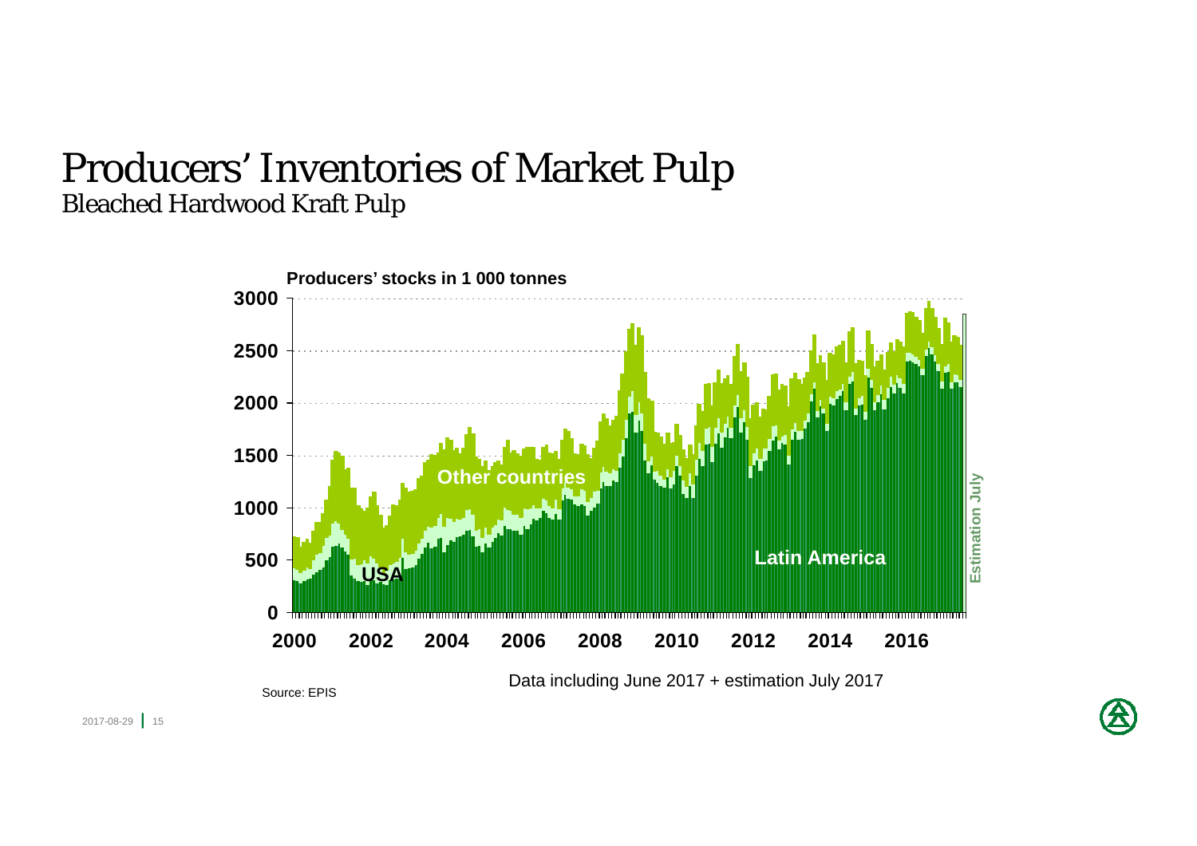# Producers' Inventories of Market Pulp

## Bleached Hardwood Kraft Pulp

Producers' stocks in 1 000 tonnes

Source: EPIS

Data including June 2017 + estimation July 2017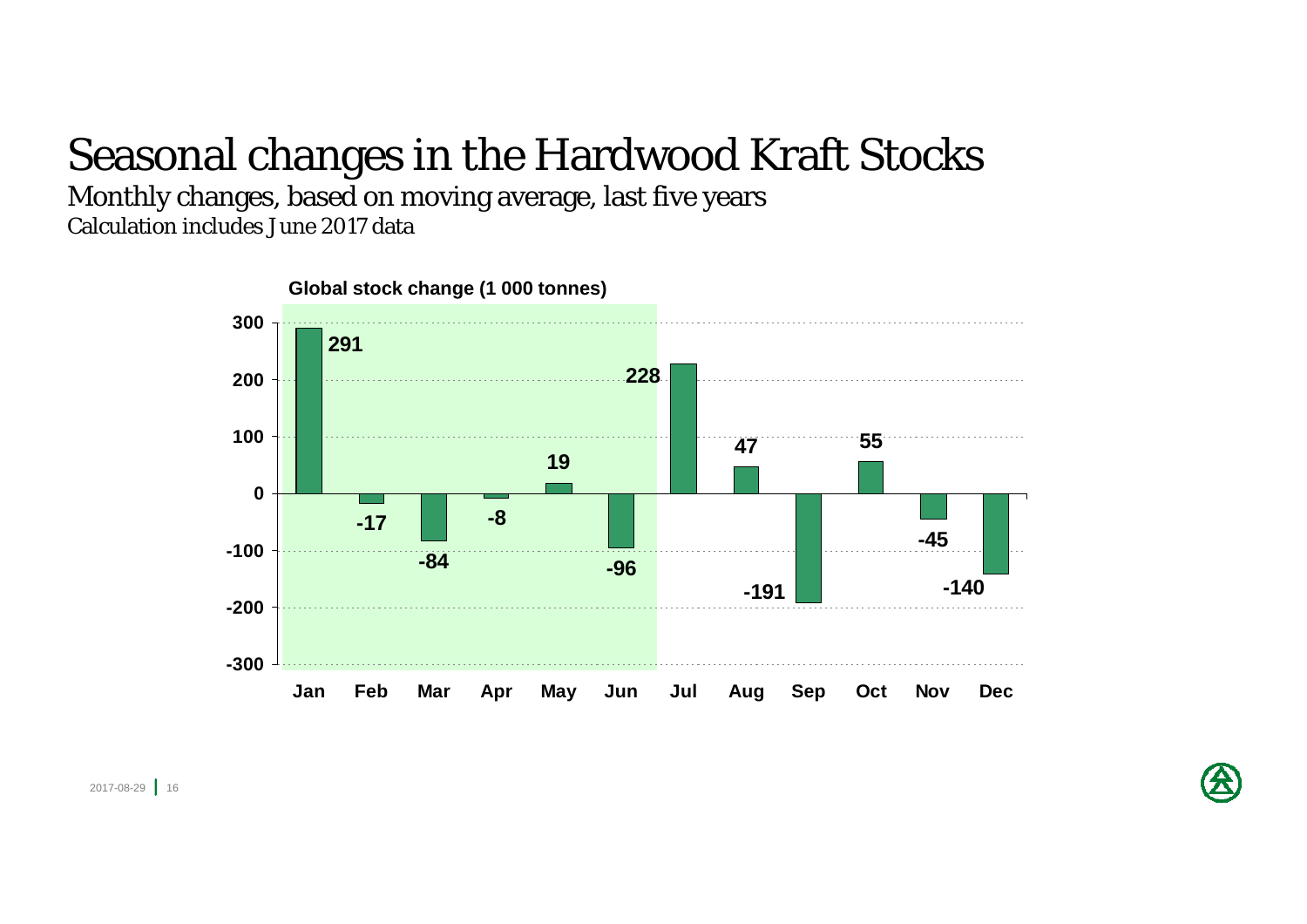# Seasonal changes in the Hardwood Kraft Stocks

Monthly changes, based on moving average, last five years

Calculation includes June 2017 data

**Global stock change (1 000 tonnes)**

| Month | Change |
|---|---|
| Jan | 291 |
| Feb | -17 |
| Mar | -84 |
| Apr | -8 |
| May | 19 |
| Jun | -96 |
| Jul | 228 |
| Aug | 47 |
| Sep | -191 |
| Oct | 55 |
| Nov | -45 |
| Dec | -140 |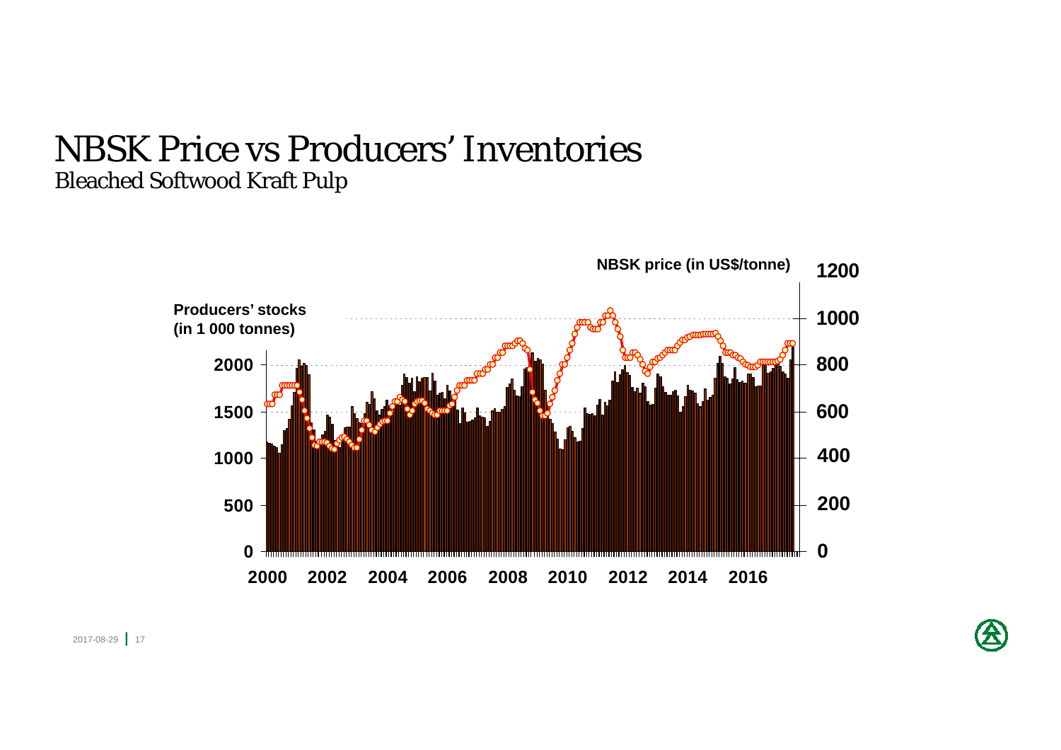# NBSK Price vs Producers' Inventories

## Bleached Softwood Kraft Pulp

Producers' stocks (in 1 000 tonnes)

NBSK price (in US$/tonne)

0, 500, 1000, 1500, 2000

0, 200, 400, 600, 800, 1000, 1200

2000, 2002, 2004, 2006, 2008, 2010, 2012, 2014, 2016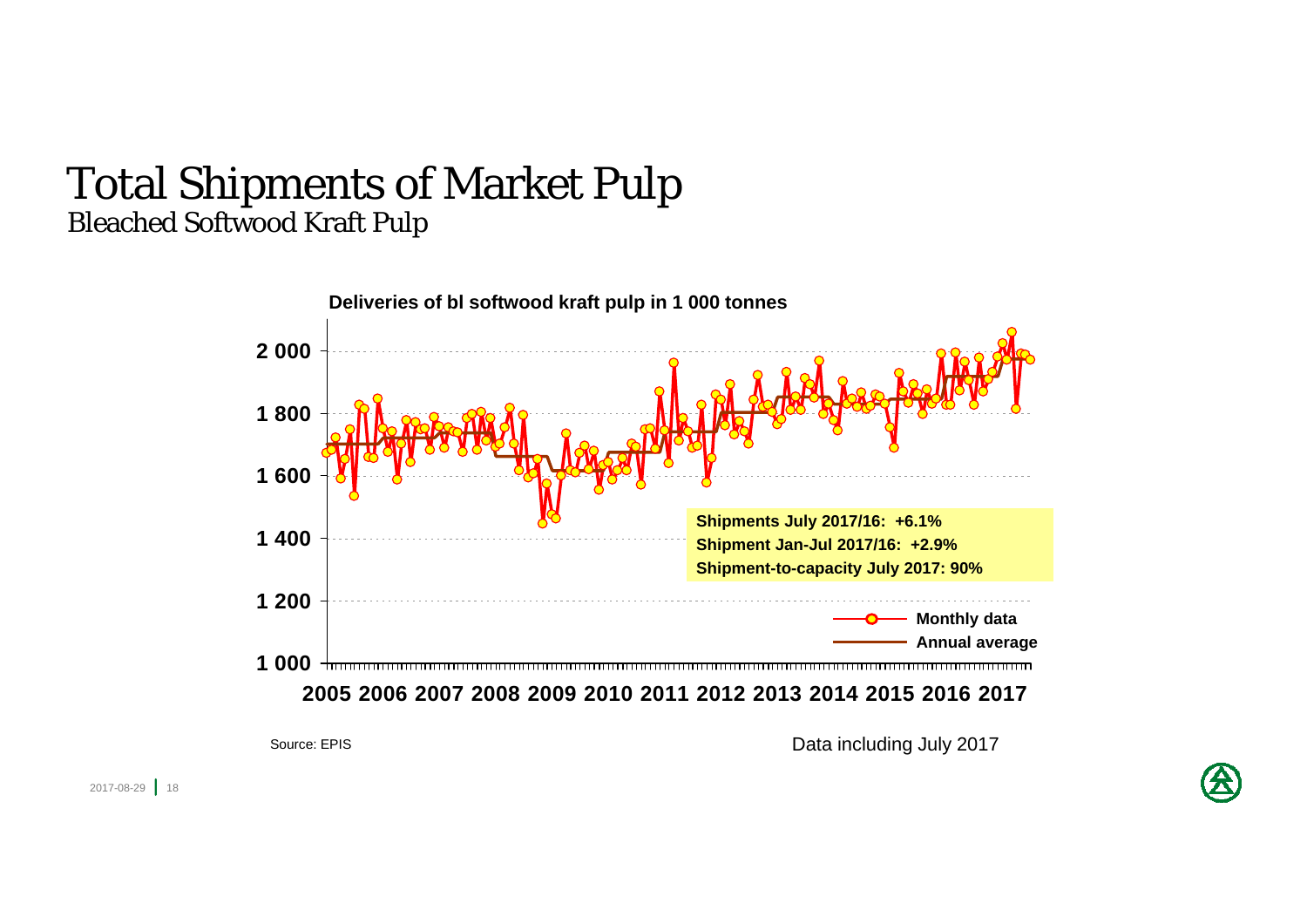# Total Shipments of Market Pulp

## Bleached Softwood Kraft Pulp

**Deliveries of bl softwood kraft pulp in 1 000 tonnes**

**Shipments July 2017/16: +6.1%**
**Shipment Jan-Jul 2017/16: +2.9%**
**Shipment-to-capacity July 2017: 90%**

**Monthly data**
**Annual average**

**1 000**
**1 200**
**1 400**
**1 600**
**1 800**
**2 000**

**2005 2006 2007 2008 2009 2010 2011 2012 2013 2014 2015 2016 2017**

Source: EPIS

Data including July 2017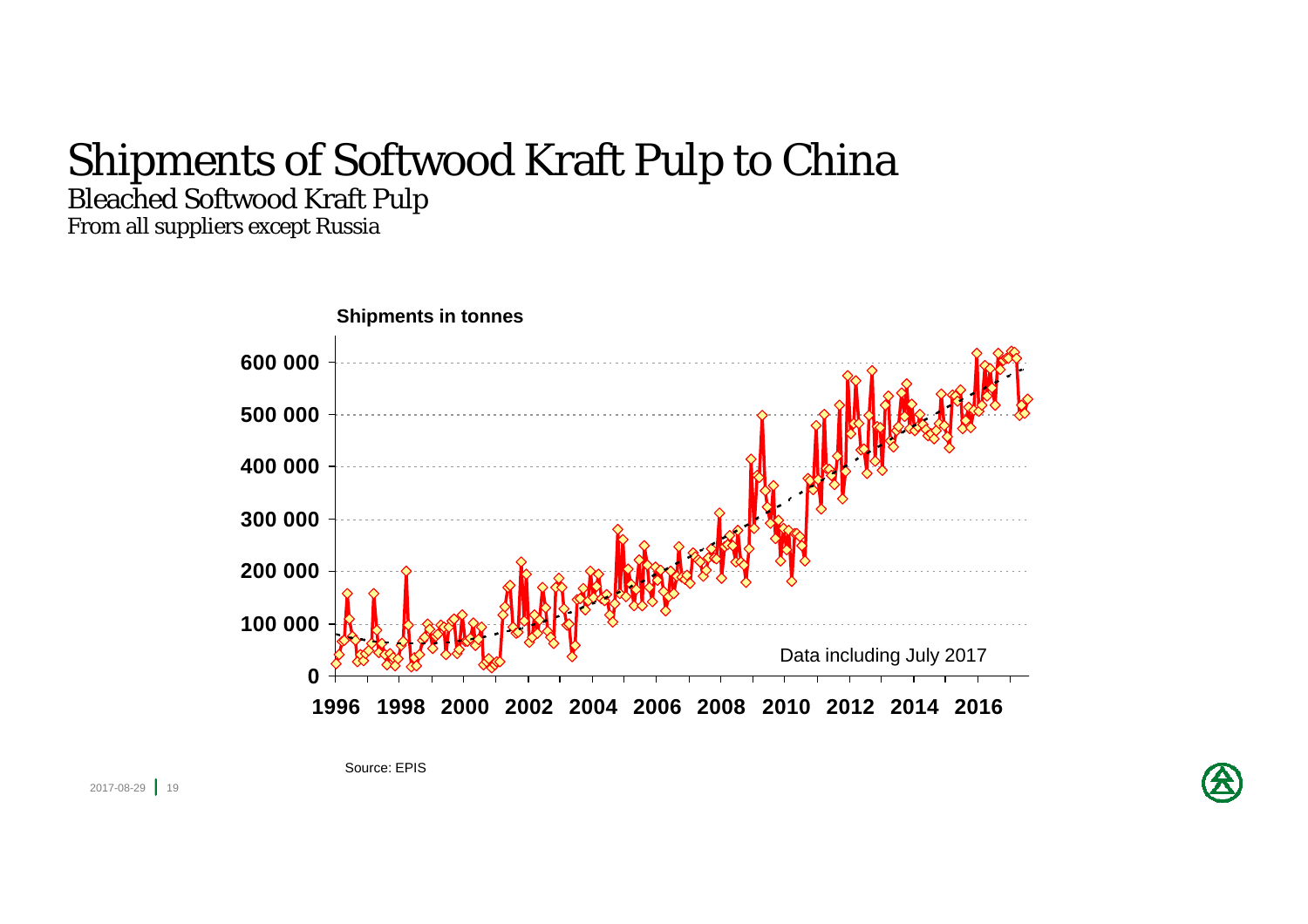# Shipments of Softwood Kraft Pulp to China

## Bleached Softwood Kraft Pulp

From all suppliers except Russia

**Shipments in tonnes**

**600 000**
**500 000**
**400 000**
**300 000**
**200 000**
**100 000**
**0**

**1996 1998 2000 2002 2004 2006 2008 2010 2012 2014 2016**

Data including July 2017

Source: EPIS

2017-08-29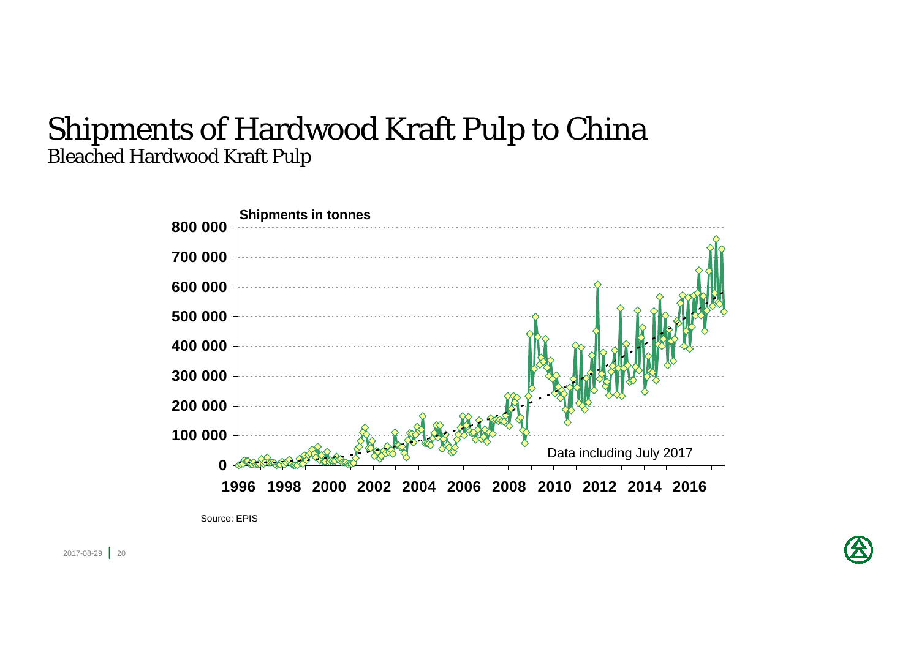# Shipments of Hardwood Kraft Pulp to China

## Bleached Hardwood Kraft Pulp

**Shipments in tonnes**

Data including July 2017

Source: EPIS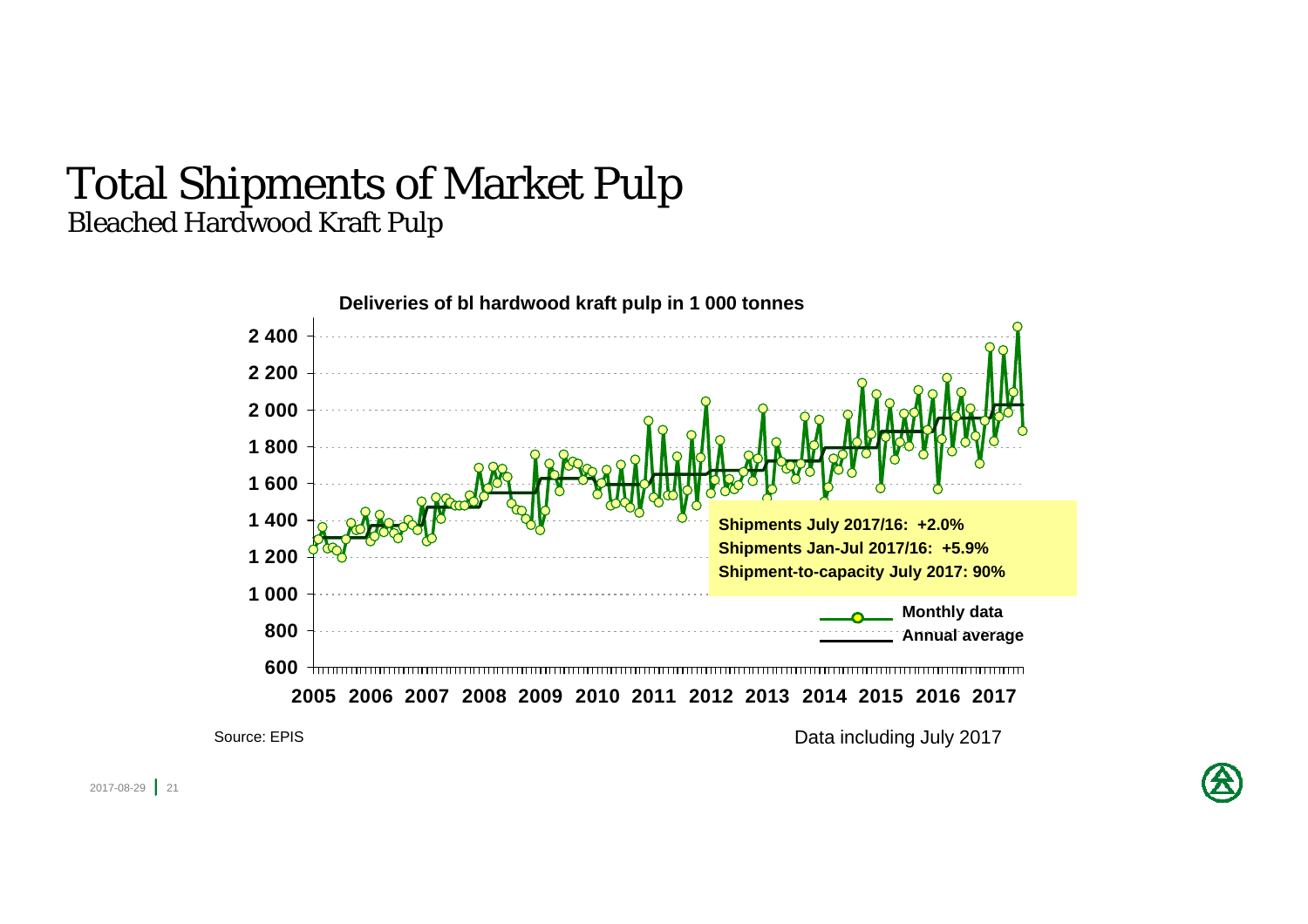# Total Shipments of Market Pulp

## Bleached Hardwood Kraft Pulp

**Deliveries of bl hardwood kraft pulp in 1 000 tonnes**

**Shipments July 2017/16: +2.0%**
**Shipments Jan-Jul 2017/16: +5.9%**
**Shipment-to-capacity July 2017: 90%**

Monthly data
Annual average

2005 2006 2007 2008 2009 2010 2011 2012 2013 2014 2015 2016 2017

Source: EPIS

Data including July 2017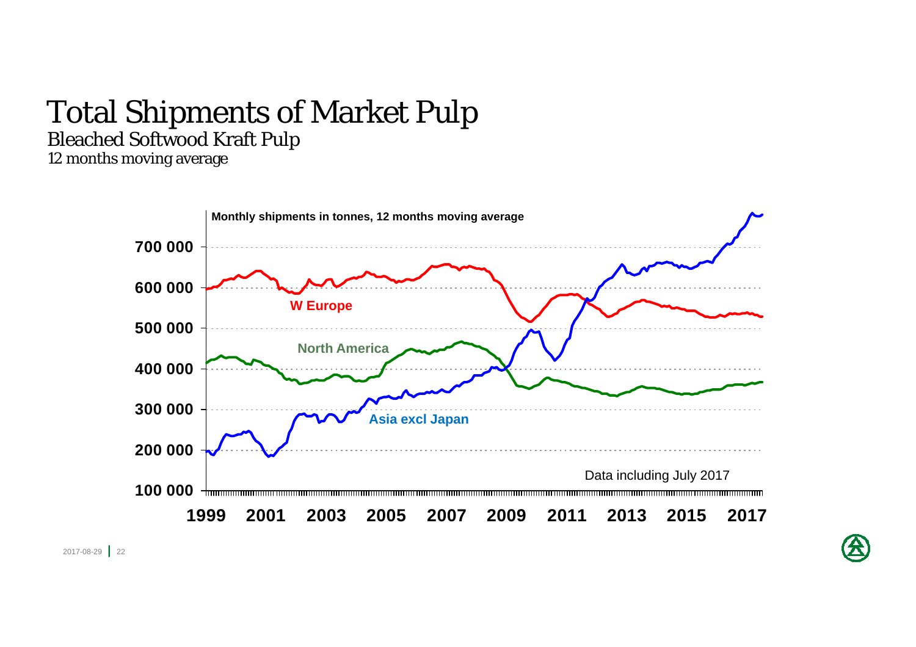# Total Shipments of Market Pulp

## Bleached Softwood Kraft Pulp

*12 months moving average*

**Monthly shipments in tonnes, 12 months moving average**

**W Europe**

**North America**

**Asia excl Japan**

**700 000**
**600 000**
**500 000**
**400 000**
**300 000**
**200 000**
**100 000**

**1999 2001 2003 2005 2007 2009 2011 2013 2015 2017**

Data including July 2017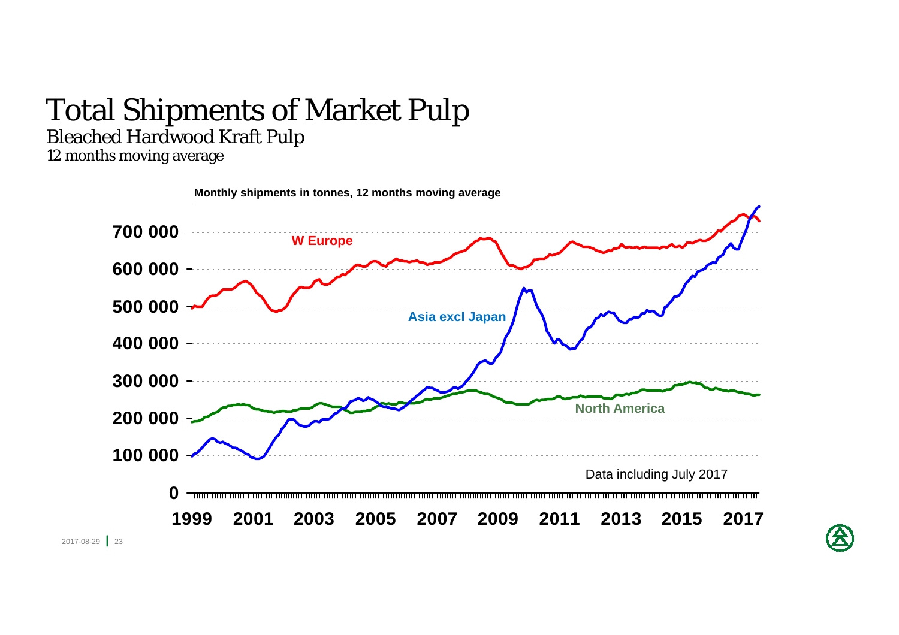# Total Shipments of Market Pulp

## Bleached Hardwood Kraft Pulp

*12 months moving average*

**Monthly shipments in tonnes, 12 months moving average**

**700 000**
**600 000**
**500 000**
**400 000**
**300 000**
**200 000**
**100 000**
**0**

**W Europe**

**Asia excl Japan**

**North America**

Data including July 2017

**1999 2001 2003 2005 2007 2009 2011 2013 2015 2017**